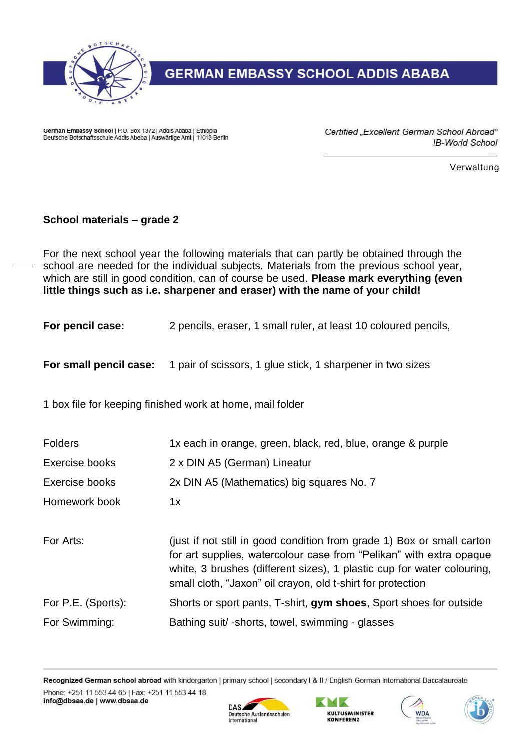# GERMAN EMBASSY SCHOOL ADDIS ABABA

German Embassy School | P.O. Box 1372 | Addis Ababa | Ethiopia
Deutsche Botschaftsschule Addis Abeba | Auswärtige Amt | 11013 Berlin

*Certified „Excellent German School Abroad"*
*IB-World School*

Verwaltung

## School materials – grade 2

For the next school year the following materials that can partly be obtained through the school are needed for the individual subjects. Materials from the previous school year, which are still in good condition, can of course be used. **Please mark everything (even little things such as i.e. sharpener and eraser) with the name of your child!**

**For pencil case:** 2 pencils, eraser, 1 small ruler, at least 10 coloured pencils,

**For small pencil case:** 1 pair of scissors, 1 glue stick, 1 sharpener in two sizes

1 box file for keeping finished work at home, mail folder

| | |
|---|---|
| Folders | 1x each in orange, green, black, red, blue, orange & purple |
| Exercise books | 2 x DIN A5 (German) Lineatur |
| Exercise books | 2x DIN A5 (Mathematics) big squares No. 7 |
| Homework book | 1x |

| | |
|---|---|
| For Arts: | (just if not still in good condition from grade 1) Box or small carton for art supplies, watercolour case from "Pelikan" with extra opaque white, 3 brushes (different sizes), 1 plastic cup for water colouring, small cloth, "Jaxon" oil crayon, old t-shirt for protection |
| For P.E. (Sports): | Shorts or sport pants, T-shirt, **gym shoes**, Sport shoes for outside |
| For Swimming: | Bathing suit/ -shorts, towel, swimming - glasses |

**Recognized German school abroad** with kindergarten | primary school | secondary I & II / English-German International Baccalaureate

Phone: +251 11 553 44 65 | Fax: +251 11 553 44 18
**info@dbsaa.de | www.dbsaa.de**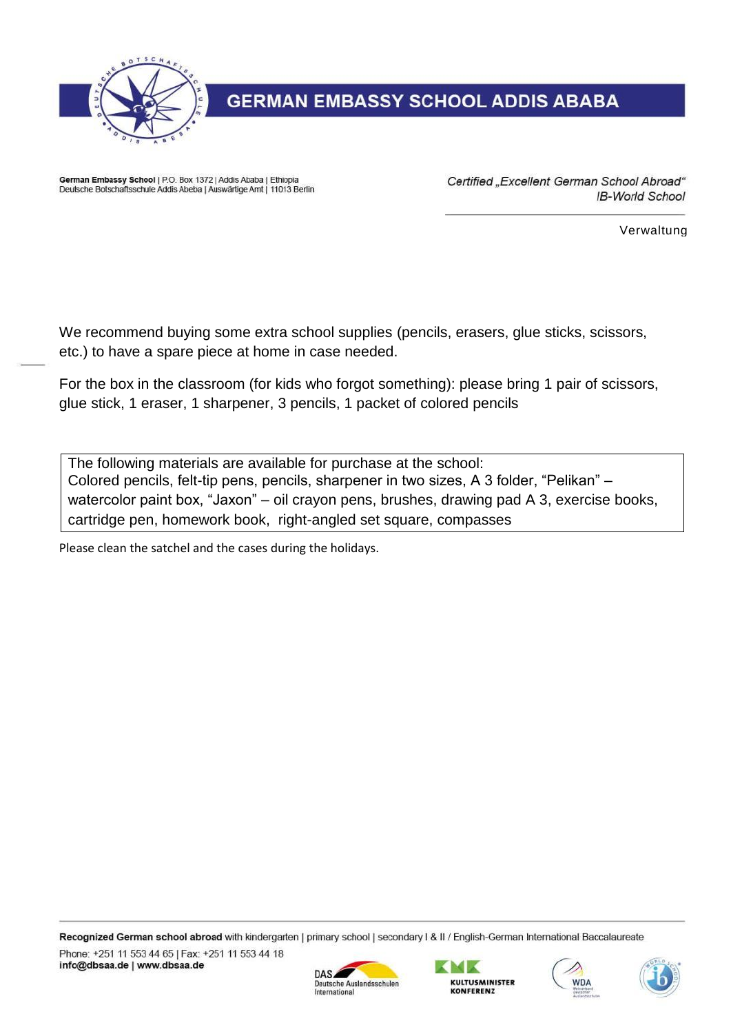We recommend buying some extra school supplies (pencils, erasers, glue sticks, scissors, etc.) to have a spare piece at home in case needed.

For the box in the classroom (for kids who forgot something): please bring 1 pair of scissors, glue stick, 1 eraser, 1 sharpener, 3 pencils, 1 packet of colored pencils

> The following materials are available for purchase at the school:
> Colored pencils, felt-tip pens, pencils, sharpener in two sizes, A 3 folder, “Pelikan” – watercolor paint box, “Jaxon” – oil crayon pens, brushes, drawing pad A 3, exercise books, cartridge pen, homework book, right-angled set square, compasses

Please clean the satchel and the cases during the holidays.